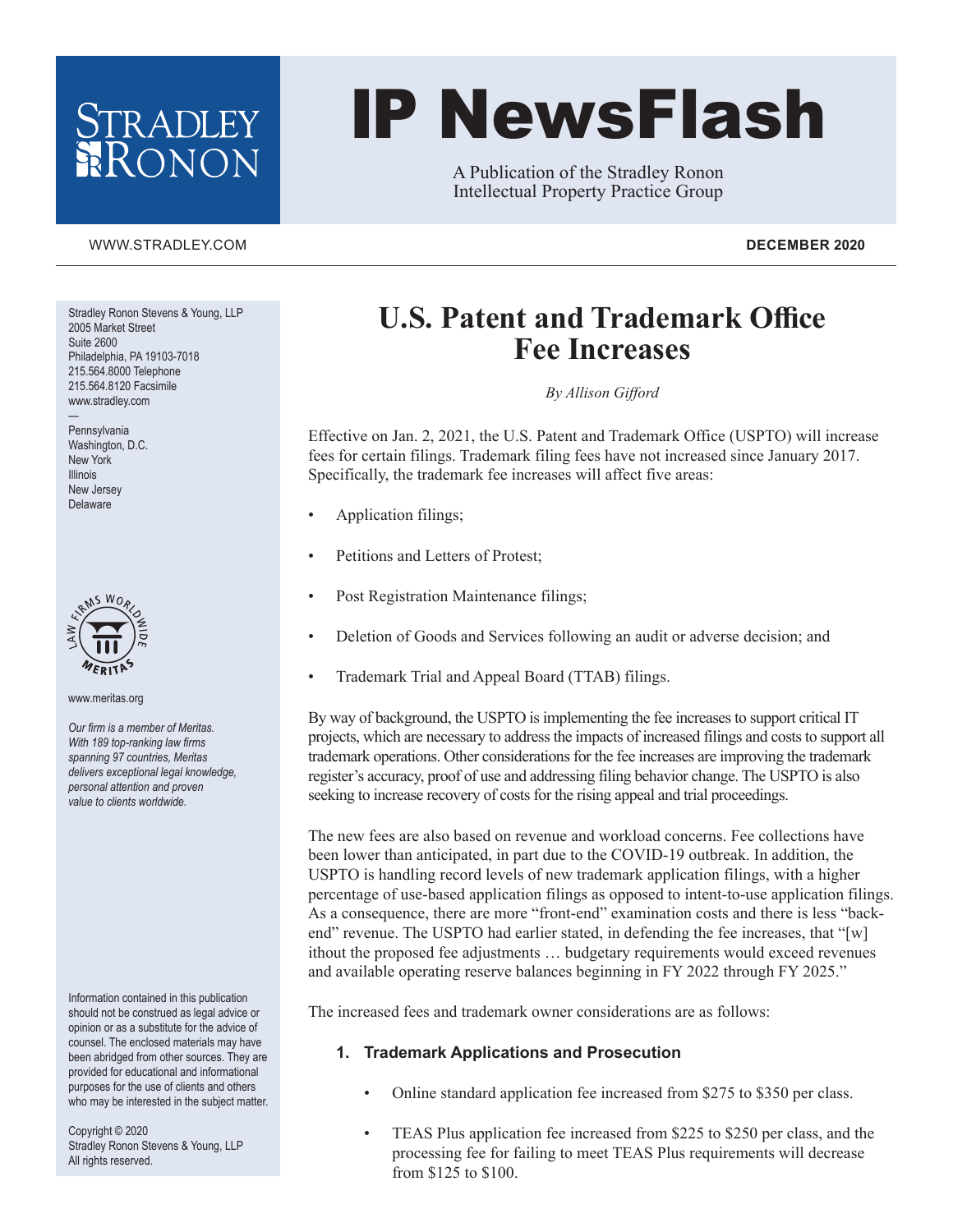# IP NewsFlash

A Publication of the Stradley Ronon Intellectual Property Practice Group

WWW.STRADLEY.COM

**DECEMBER 2020**

Stradley Ronon Stevens & Young, LLP
2005 Market Street
Suite 2600
Philadelphia, PA 19103-7018
215.564.8000 Telephone
215.564.8120 Facsimile
www.stradley.com

—

Pennsylvania
Washington, D.C.
New York
Illinois
New Jersey
Delaware

www.meritas.org

*Our firm is a member of Meritas. With 189 top-ranking law firms spanning 97 countries, Meritas delivers exceptional legal knowledge, personal attention and proven value to clients worldwide.*

Information contained in this publication should not be construed as legal advice or opinion or as a substitute for the advice of counsel. The enclosed materials may have been abridged from other sources. They are provided for educational and informational purposes for the use of clients and others who may be interested in the subject matter.

Copyright © 2020
Stradley Ronon Stevens & Young, LLP
All rights reserved.

## U.S. Patent and Trademark Office Fee Increases

*By Allison Gifford*

Effective on Jan. 2, 2021, the U.S. Patent and Trademark Office (USPTO) will increase fees for certain filings. Trademark filing fees have not increased since January 2017. Specifically, the trademark fee increases will affect five areas:

- Application filings;
- Petitions and Letters of Protest;
- Post Registration Maintenance filings;
- Deletion of Goods and Services following an audit or adverse decision; and
- Trademark Trial and Appeal Board (TTAB) filings.

By way of background, the USPTO is implementing the fee increases to support critical IT projects, which are necessary to address the impacts of increased filings and costs to support all trademark operations. Other considerations for the fee increases are improving the trademark register's accuracy, proof of use and addressing filing behavior change. The USPTO is also seeking to increase recovery of costs for the rising appeal and trial proceedings.

The new fees are also based on revenue and workload concerns. Fee collections have been lower than anticipated, in part due to the COVID-19 outbreak. In addition, the USPTO is handling record levels of new trademark application filings, with a higher percentage of use-based application filings as opposed to intent-to-use application filings. As a consequence, there are more "front-end" examination costs and there is less "back-end" revenue. The USPTO had earlier stated, in defending the fee increases, that "[w]ithout the proposed fee adjustments … budgetary requirements would exceed revenues and available operating reserve balances beginning in FY 2022 through FY 2025."

The increased fees and trademark owner considerations are as follows:

### 1. Trademark Applications and Prosecution

- Online standard application fee increased from $275 to $350 per class.
- TEAS Plus application fee increased from $225 to $250 per class, and the processing fee for failing to meet TEAS Plus requirements will decrease from $125 to $100.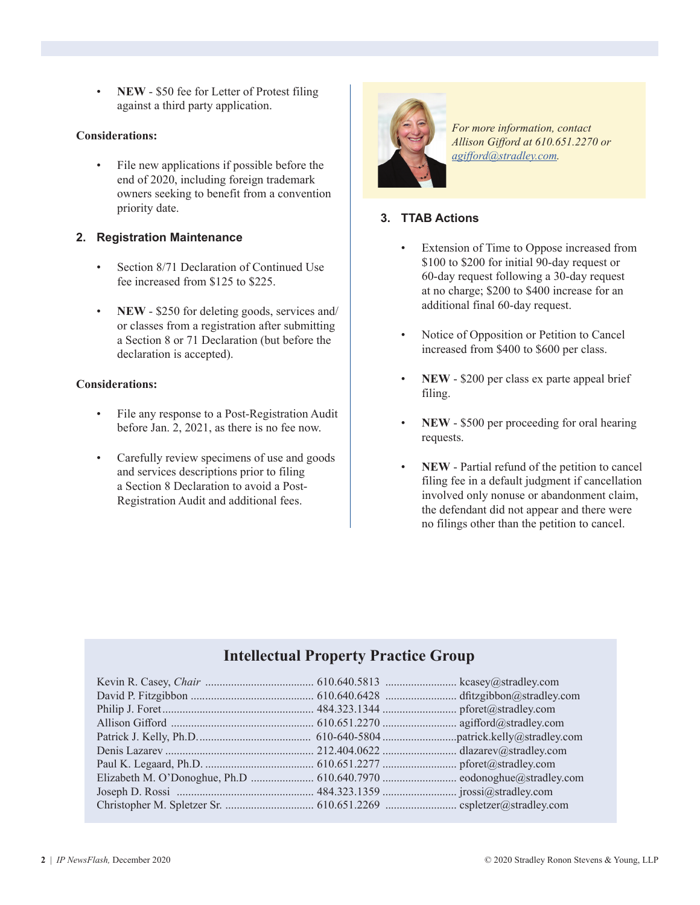- **NEW** - $50 fee for Letter of Protest filing against a third party application.

**Considerations:**

- File new applications if possible before the end of 2020, including foreign trademark owners seeking to benefit from a convention priority date.

## 2. Registration Maintenance

- Section 8/71 Declaration of Continued Use fee increased from $125 to $225.
- **NEW** - $250 for deleting goods, services and/or classes from a registration after submitting a Section 8 or 71 Declaration (but before the declaration is accepted).

**Considerations:**

- File any response to a Post-Registration Audit before Jan. 2, 2021, as there is no fee now.
- Carefully review specimens of use and goods and services descriptions prior to filing a Section 8 Declaration to avoid a Post-Registration Audit and additional fees.

*For more information, contact Allison Gifford at 610.651.2270 or agifford@stradley.com.*

## 3. TTAB Actions

- Extension of Time to Oppose increased from $100 to $200 for initial 90-day request or 60-day request following a 30-day request at no charge; $200 to $400 increase for an additional final 60-day request.
- Notice of Opposition or Petition to Cancel increased from $400 to $600 per class.
- **NEW** - $200 per class ex parte appeal brief filing.
- **NEW** - $500 per proceeding for oral hearing requests.
- **NEW** - Partial refund of the petition to cancel filing fee in a default judgment if cancellation involved only nonuse or abandonment claim, the defendant did not appear and there were no filings other than the petition to cancel.

## Intellectual Property Practice Group

| | | |
|---|---|---|
| Kevin R. Casey, *Chair* | 610.640.5813 | kcasey@stradley.com |
| David P. Fitzgibbon | 610.640.6428 | dfitzgibbon@stradley.com |
| Philip J. Foret | 484.323.1344 | pforet@stradley.com |
| Allison Gifford | 610.651.2270 | agifford@stradley.com |
| Patrick J. Kelly, Ph.D. | 610-640-5804 | patrick.kelly@stradley.com |
| Denis Lazarev | 212.404.0622 | dlazarev@stradley.com |
| Paul K. Legaard, Ph.D. | 610.651.2277 | pforet@stradley.com |
| Elizabeth M. O'Donoghue, Ph.D | 610.640.7970 | eodonoghue@stradley.com |
| Joseph D. Rossi | 484.323.1359 | jrossi@stradley.com |
| Christopher M. Spletzer Sr. | 610.651.2269 | cspletzer@stradley.com |

© 2020 Stradley Ronon Stevens & Young, LLP